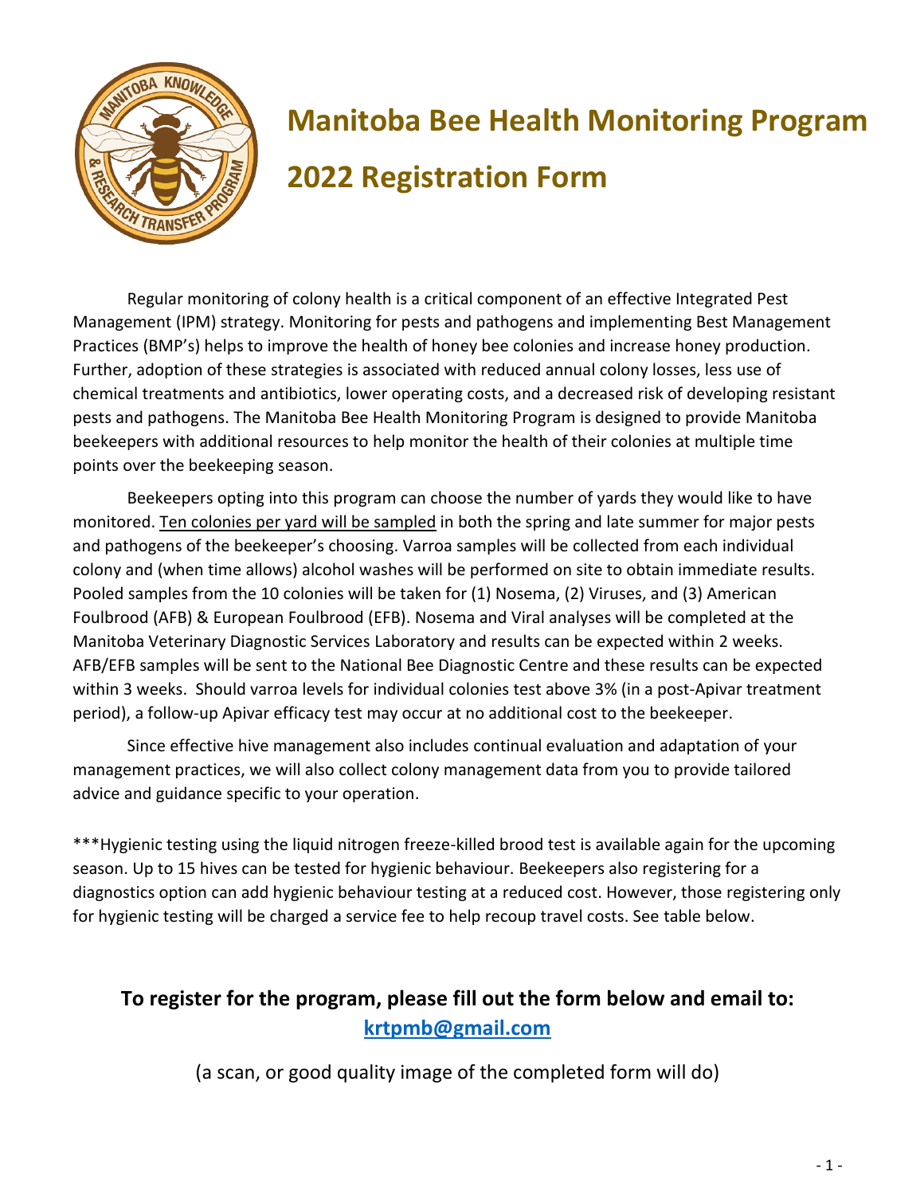# Manitoba Bee Health Monitoring Program

# 2022 Registration Form

Regular monitoring of colony health is a critical component of an effective Integrated Pest Management (IPM) strategy. Monitoring for pests and pathogens and implementing Best Management Practices (BMP's) helps to improve the health of honey bee colonies and increase honey production. Further, adoption of these strategies is associated with reduced annual colony losses, less use of chemical treatments and antibiotics, lower operating costs, and a decreased risk of developing resistant pests and pathogens. The Manitoba Bee Health Monitoring Program is designed to provide Manitoba beekeepers with additional resources to help monitor the health of their colonies at multiple time points over the beekeeping season.

Beekeepers opting into this program can choose the number of yards they would like to have monitored. Ten colonies per yard will be sampled in both the spring and late summer for major pests and pathogens of the beekeeper's choosing. Varroa samples will be collected from each individual colony and (when time allows) alcohol washes will be performed on site to obtain immediate results. Pooled samples from the 10 colonies will be taken for (1) Nosema, (2) Viruses, and (3) American Foulbrood (AFB) & European Foulbrood (EFB). Nosema and Viral analyses will be completed at the Manitoba Veterinary Diagnostic Services Laboratory and results can be expected within 2 weeks. AFB/EFB samples will be sent to the National Bee Diagnostic Centre and these results can be expected within 3 weeks. Should varroa levels for individual colonies test above 3% (in a post-Apivar treatment period), a follow-up Apivar efficacy test may occur at no additional cost to the beekeeper.

Since effective hive management also includes continual evaluation and adaptation of your management practices, we will also collect colony management data from you to provide tailored advice and guidance specific to your operation.

***Hygienic testing using the liquid nitrogen freeze-killed brood test is available again for the upcoming season. Up to 15 hives can be tested for hygienic behaviour. Beekeepers also registering for a diagnostics option can add hygienic behaviour testing at a reduced cost. However, those registering only for hygienic testing will be charged a service fee to help recoup travel costs. See table below.

## To register for the program, please fill out the form below and email to: krtpmb@gmail.com

(a scan, or good quality image of the completed form will do)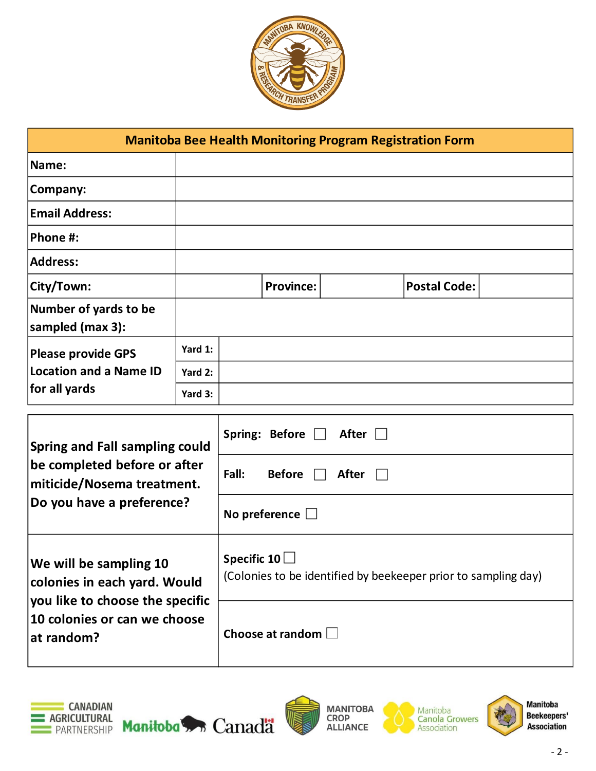# Manitoba Bee Health Monitoring Program Registration Form

| Field | |
|---|---|
| **Name:** | |
| **Company:** | |
| **Email Address:** | |
| **Phone #:** | |
| **Address:** | |
| **City/Town:** | **Province:** **Postal Code:** |
| **Number of yards to be sampled (max 3):** | |
| **Please provide GPS Location and a Name ID for all yards** | **Yard 1:** |
| | **Yard 2:** |
| | **Yard 3:** |

| Question | Options |
|---|---|
| **Spring and Fall sampling could be completed before or after miticide/Nosema treatment. Do you have a preference?** | **Spring: Before** ☐ **After** ☐ |
| | **Fall: Before** ☐ **After** ☐ |
| | **No preference** ☐ |
| **We will be sampling 10 colonies in each yard. Would you like to choose the specific 10 colonies or can we choose at random?** | **Specific 10** ☐ (Colonies to be identified by beekeeper prior to sampling day) |
| | **Choose at random** ☐ |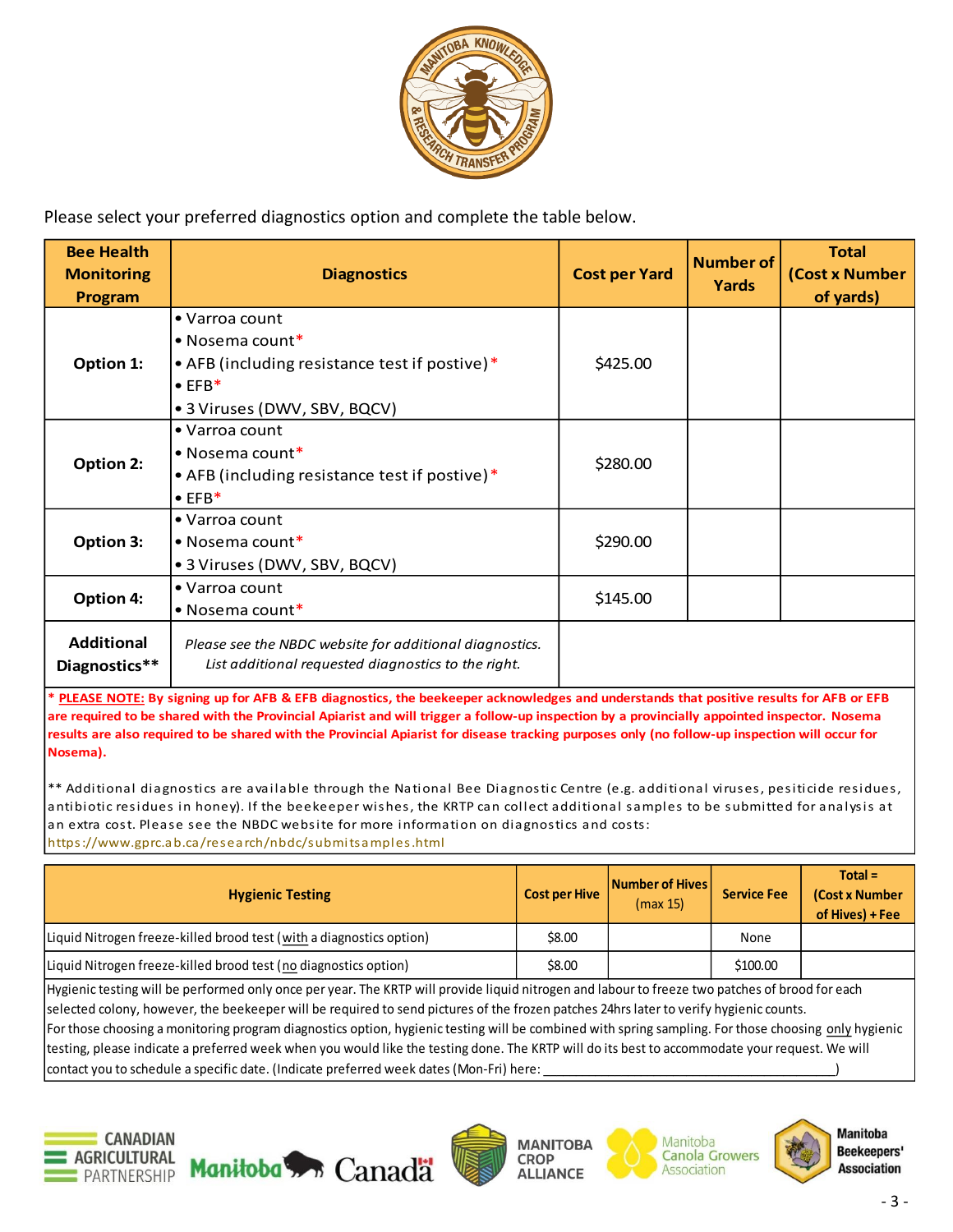Please select your preferred diagnostics option and complete the table below.

| Bee Health Monitoring Program | Diagnostics | Cost per Yard | Number of Yards | Total (Cost x Number of yards) |
|---|---|---|---|---|
| **Option 1:** | • Varroa count<br>• Nosema count*<br>• AFB (including resistance test if postive)*<br>• EFB*<br>• 3 Viruses (DWV, SBV, BQCV) | $425.00 | | |
| **Option 2:** | • Varroa count<br>• Nosema count*<br>• AFB (including resistance test if postive)*<br>• EFB* | $280.00 | | |
| **Option 3:** | • Varroa count<br>• Nosema count*<br>• 3 Viruses (DWV, SBV, BQCV) | $290.00 | | |
| **Option 4:** | • Varroa count<br>• Nosema count* | $145.00 | | |
| **Additional Diagnostics**** | *Please see the NBDC website for additional diagnostics. List additional requested diagnostics to the right.* | | | |

* **PLEASE NOTE:** **By signing up for AFB & EFB diagnostics, the beekeeper acknowledges and understands that positive results for AFB or EFB are required to be shared with the Provincial Apiarist and will trigger a follow-up inspection by a provincially appointed inspector. Nosema results are also required to be shared with the Provincial Apiarist for disease tracking purposes only (no follow-up inspection will occur for Nosema).**

** Additional diagnostics are available through the National Bee Diagnostic Centre (e.g. additional viruses, pesiticide residues, antibiotic residues in honey). If the beekeeper wishes, the KRTP can collect additional samples to be submitted for analysis at an extra cost. Please see the NBDC website for more information on diagnostics and costs: https://www.gprc.ab.ca/research/nbdc/submitsamples.html

| Hygienic Testing | Cost per Hive | Number of Hives (max 15) | Service Fee | Total = (Cost x Number of Hives) + Fee |
|---|---|---|---|---|
| Liquid Nitrogen freeze-killed brood test (with a diagnostics option) | $8.00 | | None | |
| Liquid Nitrogen freeze-killed brood test (no diagnostics option) | $8.00 | | $100.00 | |

Hygienic testing will be performed only once per year. The KRTP will provide liquid nitrogen and labour to freeze two patches of brood for each selected colony, however, the beekeeper will be required to send pictures of the frozen patches 24hrs later to verify hygienic counts. For those choosing a monitoring program diagnostics option, hygienic testing will be combined with spring sampling. For those choosing only hygienic testing, please indicate a preferred week when you would like the testing done. The KRTP will do its best to accommodate your request. We will contact you to schedule a specific date. (Indicate preferred week dates (Mon-Fri) here: ________________________________________)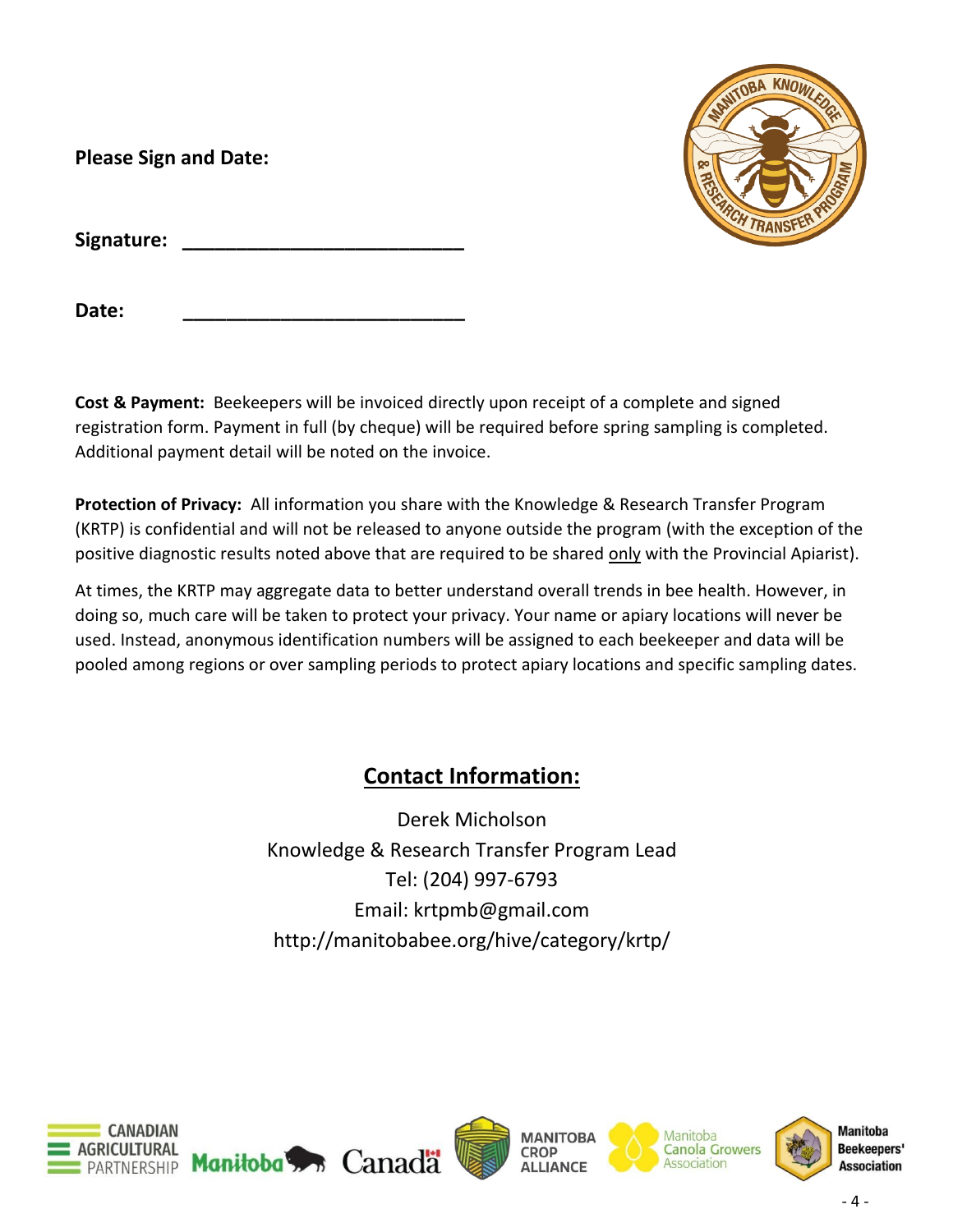**Please Sign and Date:**

**Signature:** ___________________________

**Date:** ___________________________

**Cost & Payment:** Beekeepers will be invoiced directly upon receipt of a complete and signed registration form. Payment in full (by cheque) will be required before spring sampling is completed. Additional payment detail will be noted on the invoice.

**Protection of Privacy:** All information you share with the Knowledge & Research Transfer Program (KRTP) is confidential and will not be released to anyone outside the program (with the exception of the positive diagnostic results noted above that are required to be shared only with the Provincial Apiarist).

At times, the KRTP may aggregate data to better understand overall trends in bee health. However, in doing so, much care will be taken to protect your privacy. Your name or apiary locations will never be used. Instead, anonymous identification numbers will be assigned to each beekeeper and data will be pooled among regions or over sampling periods to protect apiary locations and specific sampling dates.

## Contact Information:

Derek Micholson
Knowledge & Research Transfer Program Lead
Tel: (204) 997-6793
Email: krtpmb@gmail.com
http://manitobabee.org/hive/category/krtp/